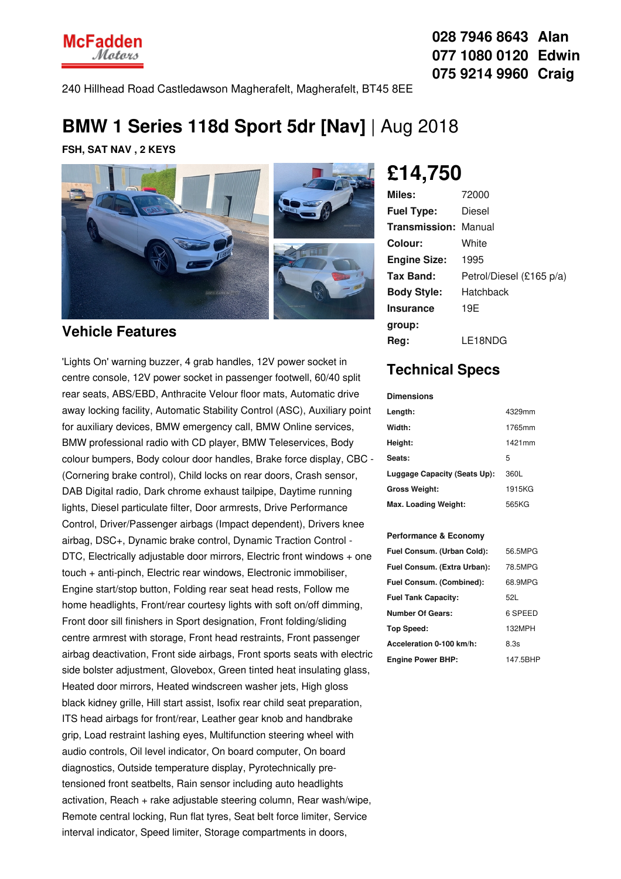McFadden Motors

**028 7946 8643 Alan**
**077 1080 0120 Edwin**
**075 9214 9960 Craig**

240 Hillhead Road Castledawson Magherafelt, Magherafelt, BT45 8EE

# BMW 1 Series 118d Sport 5dr [Nav] | Aug 2018

**FSH, SAT NAV , 2 KEYS**

## £14,750

| | |
|---|---|
| **Miles:** | 72000 |
| **Fuel Type:** | Diesel |
| **Transmission:** | Manual |
| **Colour:** | White |
| **Engine Size:** | 1995 |
| **Tax Band:** | Petrol/Diesel (£165 p/a) |
| **Body Style:** | Hatchback |
| **Insurance group:** | 19E |
| **Reg:** | LE18NDG |

## Vehicle Features

'Lights On' warning buzzer, 4 grab handles, 12V power socket in centre console, 12V power socket in passenger footwell, 60/40 split rear seats, ABS/EBD, Anthracite Velour floor mats, Automatic drive away locking facility, Automatic Stability Control (ASC), Auxiliary point for auxiliary devices, BMW emergency call, BMW Online services, BMW professional radio with CD player, BMW Teleservices, Body colour bumpers, Body colour door handles, Brake force display, CBC - (Cornering brake control), Child locks on rear doors, Crash sensor, DAB Digital radio, Dark chrome exhaust tailpipe, Daytime running lights, Diesel particulate filter, Door armrests, Drive Performance Control, Driver/Passenger airbags (Impact dependent), Drivers knee airbag, DSC+, Dynamic brake control, Dynamic Traction Control - DTC, Electrically adjustable door mirrors, Electric front windows + one touch + anti-pinch, Electric rear windows, Electronic immobiliser, Engine start/stop button, Folding rear seat head rests, Follow me home headlights, Front/rear courtesy lights with soft on/off dimming, Front door sill finishers in Sport designation, Front folding/sliding centre armrest with storage, Front head restraints, Front passenger airbag deactivation, Front side airbags, Front sports seats with electric side bolster adjustment, Glovebox, Green tinted heat insulating glass, Heated door mirrors, Heated windscreen washer jets, High gloss black kidney grille, Hill start assist, Isofix rear child seat preparation, ITS head airbags for front/rear, Leather gear knob and handbrake grip, Load restraint lashing eyes, Multifunction steering wheel with audio controls, Oil level indicator, On board computer, On board diagnostics, Outside temperature display, Pyrotechnically pre-tensioned front seatbelts, Rain sensor including auto headlights activation, Reach + rake adjustable steering column, Rear wash/wipe, Remote central locking, Run flat tyres, Seat belt force limiter, Service interval indicator, Speed limiter, Storage compartments in doors,

## Technical Specs

**Dimensions**

| | |
|---|---|
| **Length:** | 4329mm |
| **Width:** | 1765mm |
| **Height:** | 1421mm |
| **Seats:** | 5 |
| **Luggage Capacity (Seats Up):** | 360L |
| **Gross Weight:** | 1915KG |
| **Max. Loading Weight:** | 565KG |

**Performance & Economy**

| | |
|---|---|
| **Fuel Consum. (Urban Cold):** | 56.5MPG |
| **Fuel Consum. (Extra Urban):** | 78.5MPG |
| **Fuel Consum. (Combined):** | 68.9MPG |
| **Fuel Tank Capacity:** | 52L |
| **Number Of Gears:** | 6 SPEED |
| **Top Speed:** | 132MPH |
| **Acceleration 0-100 km/h:** | 8.3s |
| **Engine Power BHP:** | 147.5BHP |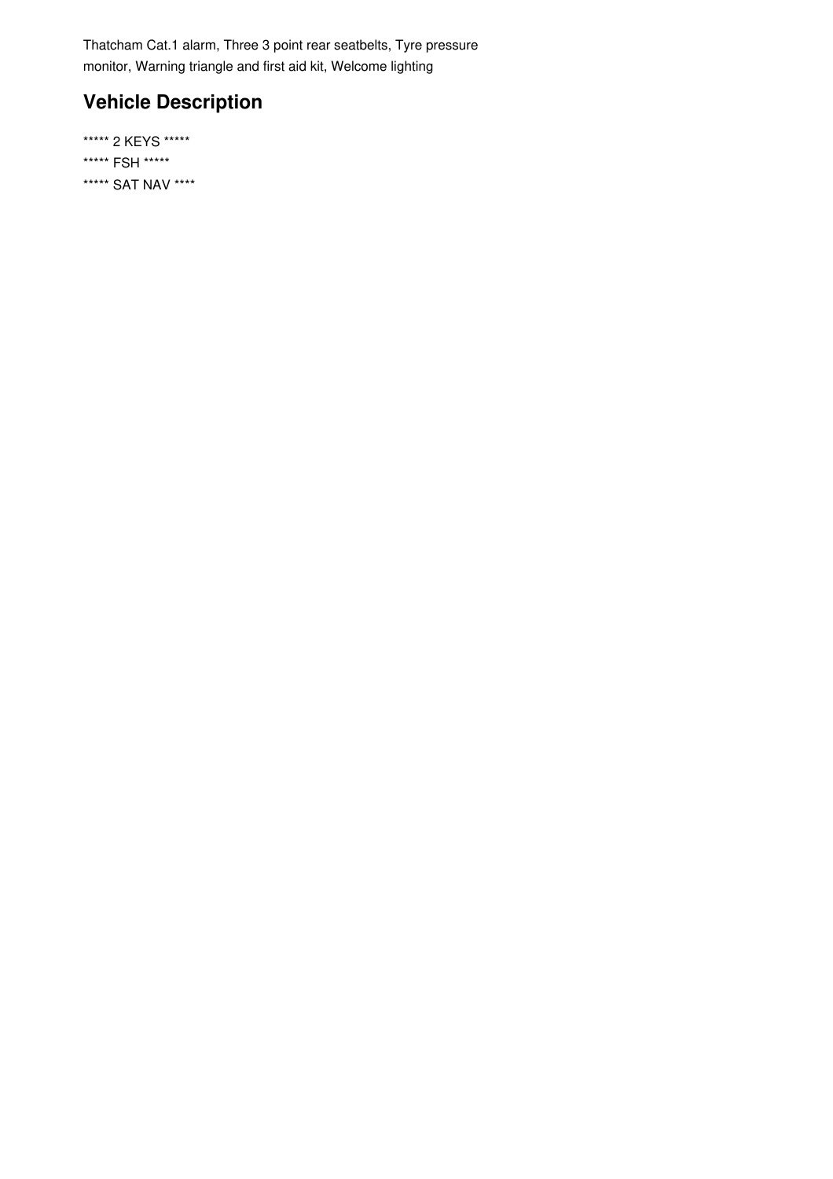Thatcham Cat.1 alarm, Three 3 point rear seatbelts, Tyre pressure monitor, Warning triangle and first aid kit, Welcome lighting

## Vehicle Description

***** 2 KEYS *****
***** FSH *****
***** SAT NAV ****